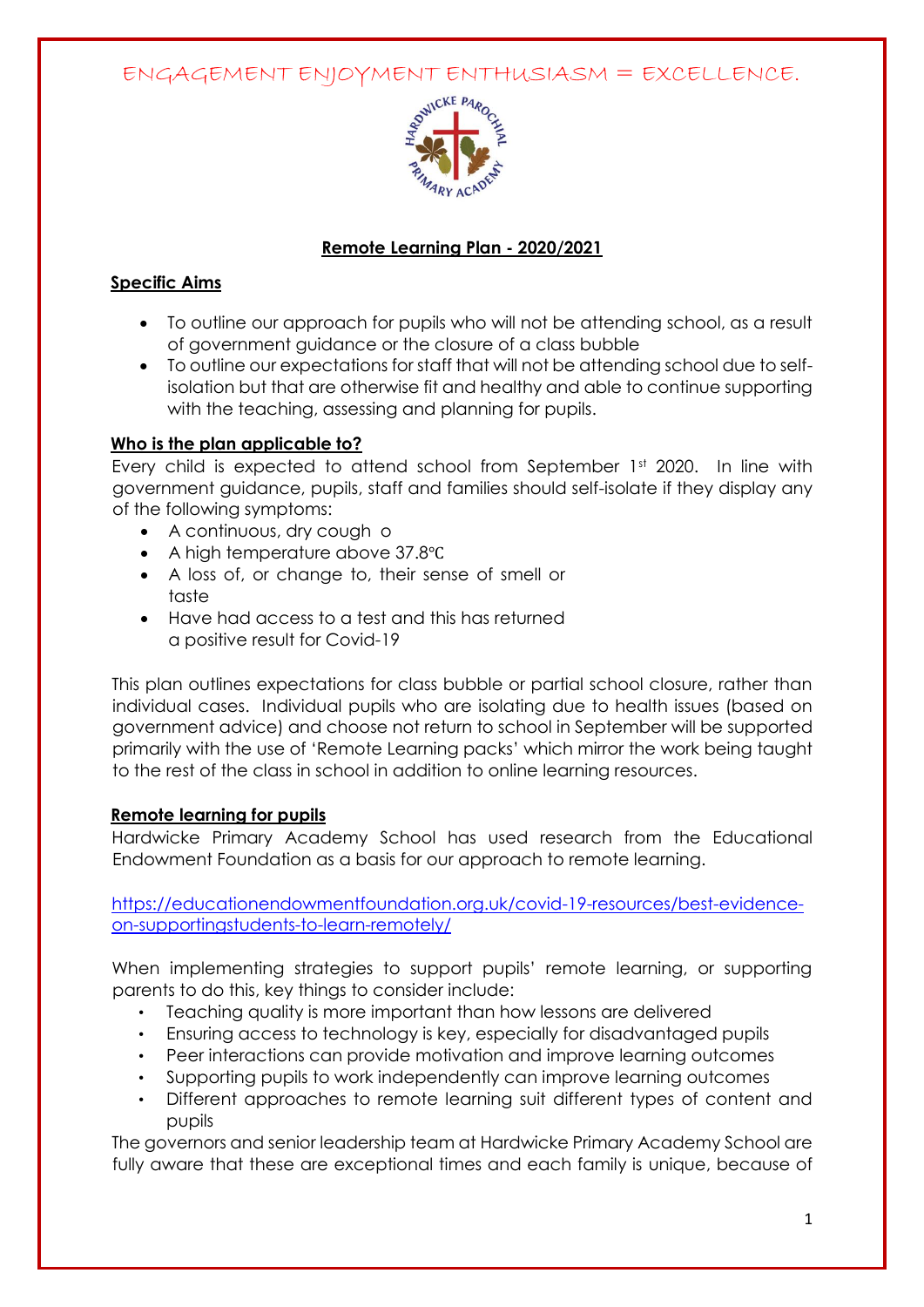ENGAGEMENT ENJOYMENT ENTHUSIASM = EXCELLENCE.

# Remote Learning Plan - 2020/2021

## Specific Aims

- To outline our approach for pupils who will not be attending school, as a result of government guidance or the closure of a class bubble
- To outline our expectations for staff that will not be attending school due to self-isolation but that are otherwise fit and healthy and able to continue supporting with the teaching, assessing and planning for pupils.

## Who is the plan applicable to?

Every child is expected to attend school from September 1st 2020. In line with government guidance, pupils, staff and families should self-isolate if they display any of the following symptoms:

- A continuous, dry cough o
- A high temperature above 37.8℃
- A loss of, or change to, their sense of smell or taste
- Have had access to a test and this has returned a positive result for Covid-19

This plan outlines expectations for class bubble or partial school closure, rather than individual cases. Individual pupils who are isolating due to health issues (based on government advice) and choose not return to school in September will be supported primarily with the use of 'Remote Learning packs' which mirror the work being taught to the rest of the class in school in addition to online learning resources.

## Remote learning for pupils

Hardwicke Primary Academy School has used research from the Educational Endowment Foundation as a basis for our approach to remote learning.

https://educationendowmentfoundation.org.uk/covid-19-resources/best-evidence-on-supportingstudents-to-learn-remotely/

When implementing strategies to support pupils' remote learning, or supporting parents to do this, key things to consider include:

- Teaching quality is more important than how lessons are delivered
- Ensuring access to technology is key, especially for disadvantaged pupils
- Peer interactions can provide motivation and improve learning outcomes
- Supporting pupils to work independently can improve learning outcomes
- Different approaches to remote learning suit different types of content and pupils

The governors and senior leadership team at Hardwicke Primary Academy School are fully aware that these are exceptional times and each family is unique, because of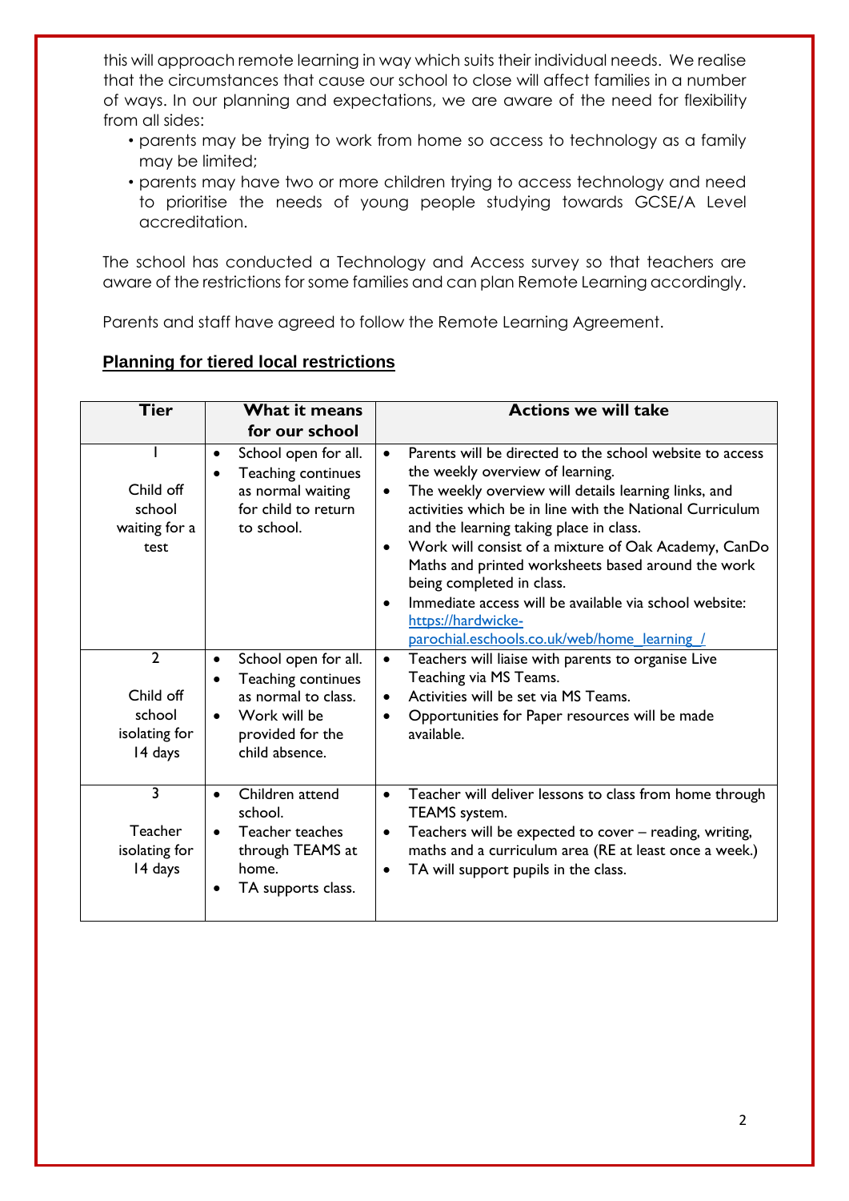this will approach remote learning in way which suits their individual needs. We realise that the circumstances that cause our school to close will affect families in a number of ways. In our planning and expectations, we are aware of the need for flexibility from all sides:

- parents may be trying to work from home so access to technology as a family may be limited;
- parents may have two or more children trying to access technology and need to prioritise the needs of young people studying towards GCSE/A Level accreditation.

The school has conducted a Technology and Access survey so that teachers are aware of the restrictions for some families and can plan Remote Learning accordingly.

Parents and staff have agreed to follow the Remote Learning Agreement.

## Planning for tiered local restrictions

| Tier | What it means for our school | Actions we will take |
|---|---|---|
| 1<br><br>Child off school waiting for a test | • School open for all.<br>• Teaching continues as normal waiting for child to return to school. | • Parents will be directed to the school website to access the weekly overview of learning.<br>• The weekly overview will details learning links, and activities which be in line with the National Curriculum and the learning taking place in class.<br>• Work will consist of a mixture of Oak Academy, CanDo Maths and printed worksheets based around the work being completed in class.<br>• Immediate access will be available via school website: https://hardwicke-parochial.eschools.co.uk/web/home_learning_/ |
| 2<br><br>Child off school isolating for 14 days | • School open for all.<br>• Teaching continues as normal to class.<br>• Work will be provided for the child absence. | • Teachers will liaise with parents to organise Live Teaching via MS Teams.<br>• Activities will be set via MS Teams.<br>• Opportunities for Paper resources will be made available. |
| 3<br><br>Teacher isolating for 14 days | • Children attend school.<br>• Teacher teaches through TEAMS at home.<br>• TA supports class. | • Teacher will deliver lessons to class from home through TEAMS system.<br>• Teachers will be expected to cover – reading, writing, maths and a curriculum area (RE at least once a week.)<br>• TA will support pupils in the class. |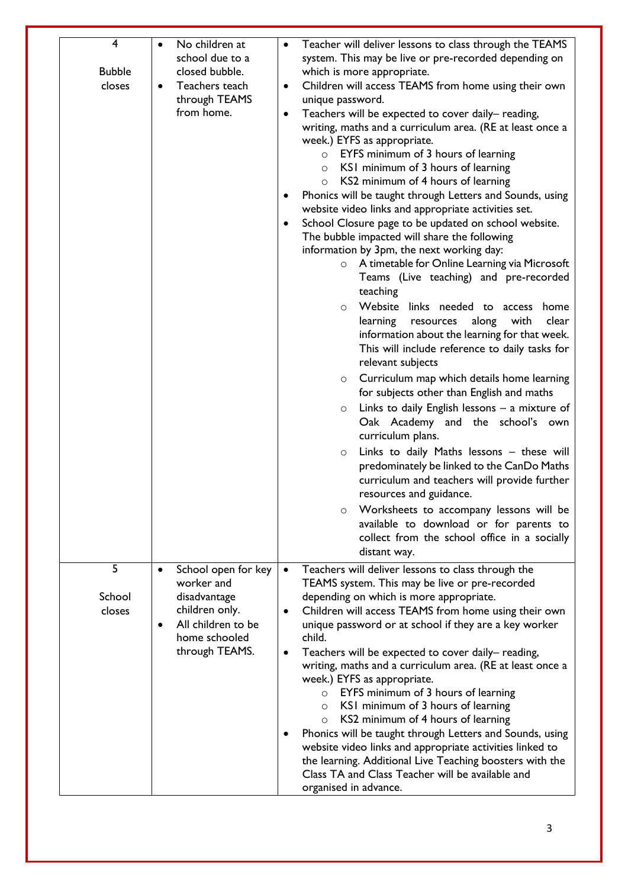| | | |
|---|---|---|
| 4<br><br>Bubble closes | • No children at school due to a closed bubble.<br>• Teachers teach through TEAMS from home. | • Teacher will deliver lessons to class through the TEAMS system. This may be live or pre-recorded depending on which is more appropriate.<br>• Children will access TEAMS from home using their own unique password.<br>• Teachers will be expected to cover daily– reading, writing, maths and a curriculum area. (RE at least once a week.) EYFS as appropriate.<br>  ○ EYFS minimum of 3 hours of learning<br>  ○ KS1 minimum of 3 hours of learning<br>  ○ KS2 minimum of 4 hours of learning<br>• Phonics will be taught through Letters and Sounds, using website video links and appropriate activities set.<br>• School Closure page to be updated on school website. The bubble impacted will share the following information by 3pm, the next working day:<br>  ○ A timetable for Online Learning via Microsoft Teams (Live teaching) and pre-recorded teaching<br>  ○ Website links needed to access home learning resources along with clear information about the learning for that week. This will include reference to daily tasks for relevant subjects<br>  ○ Curriculum map which details home learning for subjects other than English and maths<br>  ○ Links to daily English lessons – a mixture of Oak Academy and the school's own curriculum plans.<br>  ○ Links to daily Maths lessons – these will predominately be linked to the CanDo Maths curriculum and teachers will provide further resources and guidance.<br>  ○ Worksheets to accompany lessons will be available to download or for parents to collect from the school office in a socially distant way. |
| 5<br><br>School closes | • School open for key worker and disadvantage children only.<br>• All children to be home schooled through TEAMS. | • Teachers will deliver lessons to class through the TEAMS system. This may be live or pre-recorded depending on which is more appropriate.<br>• Children will access TEAMS from home using their own unique password or at school if they are a key worker child.<br>• Teachers will be expected to cover daily– reading, writing, maths and a curriculum area. (RE at least once a week.) EYFS as appropriate.<br>  ○ EYFS minimum of 3 hours of learning<br>  ○ KS1 minimum of 3 hours of learning<br>  ○ KS2 minimum of 4 hours of learning<br>• Phonics will be taught through Letters and Sounds, using website video links and appropriate activities linked to the learning. Additional Live Teaching boosters with the Class TA and Class Teacher will be available and organised in advance. |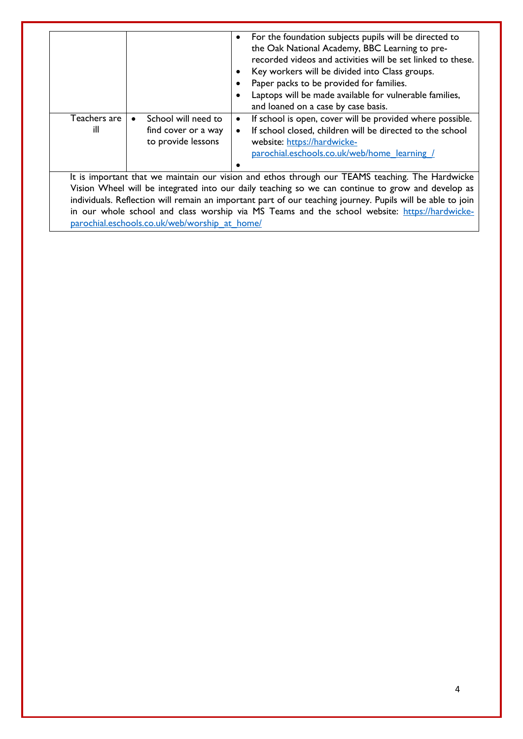| | | |
|---|---|---|
| | | • For the foundation subjects pupils will be directed to the Oak National Academy, BBC Learning to pre-recorded videos and activities will be set linked to these.<br>• Key workers will be divided into Class groups.<br>• Paper packs to be provided for families.<br>• Laptops will be made available for vulnerable families, and loaned on a case by case basis. |
| Teachers are ill | • School will need to find cover or a way to provide lessons | • If school is open, cover will be provided where possible.<br>• If school closed, children will be directed to the school website: https://hardwicke-parochial.eschools.co.uk/web/home_learning_/<br>• |
| It is important that we maintain our vision and ethos through our TEAMS teaching. The Hardwicke Vision Wheel will be integrated into our daily teaching so we can continue to grow and develop as individuals. Reflection will remain an important part of our teaching journey. Pupils will be able to join in our whole school and class worship via MS Teams and the school website: https://hardwicke-parochial.eschools.co.uk/web/worship_at_home/ | | |